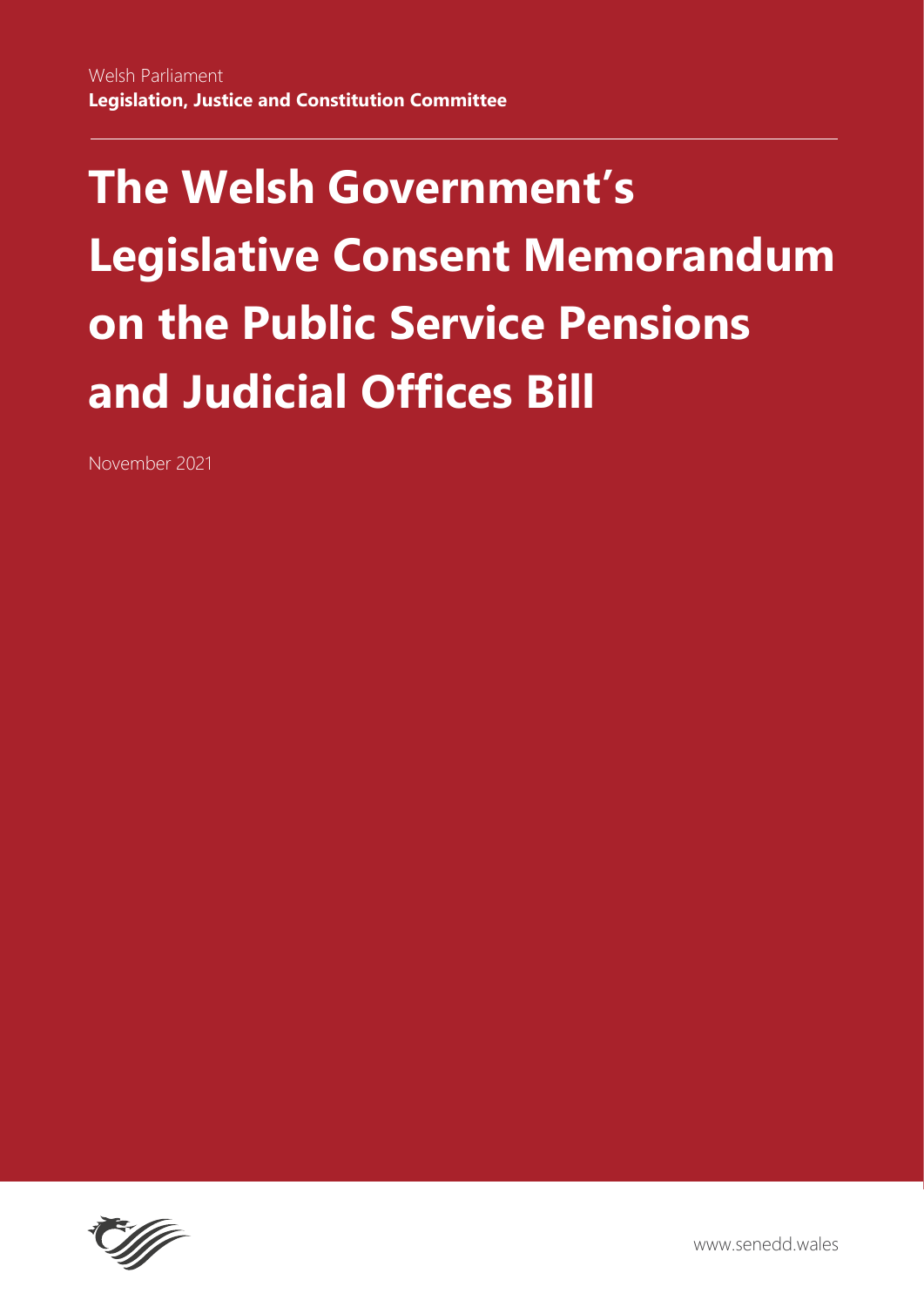Welsh Parliament

**Legislation, Justice and Constitution Committee**

# The Welsh Government's Legislative Consent Memorandum on the Public Service Pensions and Judicial Offices Bill

November 2021

www.senedd.wales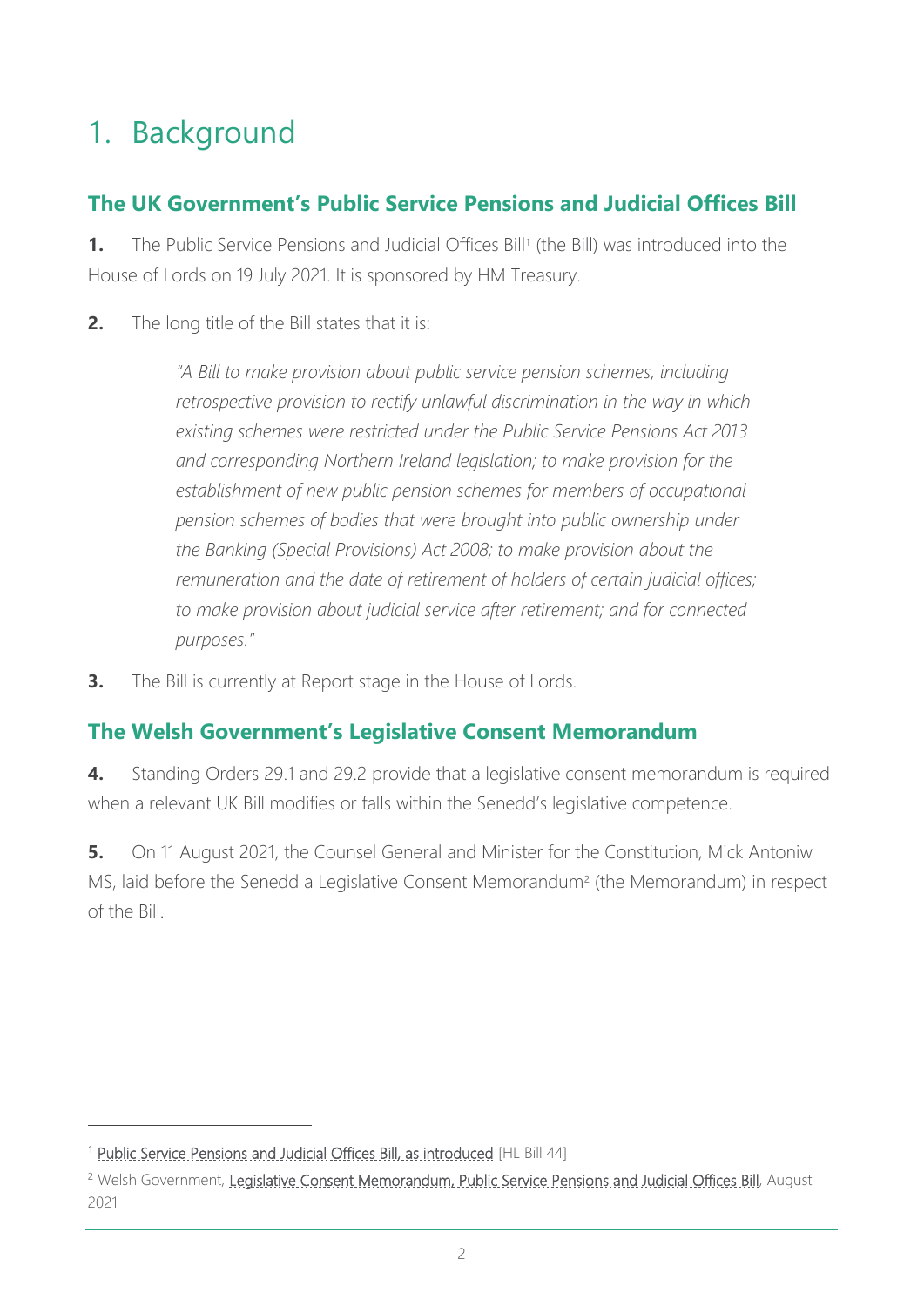# 1. Background

## The UK Government's Public Service Pensions and Judicial Offices Bill

**1.** The Public Service Pensions and Judicial Offices Bill[1] (the Bill) was introduced into the House of Lords on 19 July 2021. It is sponsored by HM Treasury.

**2.** The long title of the Bill states that it is:

> *"A Bill to make provision about public service pension schemes, including retrospective provision to rectify unlawful discrimination in the way in which existing schemes were restricted under the Public Service Pensions Act 2013 and corresponding Northern Ireland legislation; to make provision for the establishment of new public pension schemes for members of occupational pension schemes of bodies that were brought into public ownership under the Banking (Special Provisions) Act 2008; to make provision about the remuneration and the date of retirement of holders of certain judicial offices; to make provision about judicial service after retirement; and for connected purposes."*

**3.** The Bill is currently at Report stage in the House of Lords.

## The Welsh Government's Legislative Consent Memorandum

**4.** Standing Orders 29.1 and 29.2 provide that a legislative consent memorandum is required when a relevant UK Bill modifies or falls within the Senedd's legislative competence.

**5.** On 11 August 2021, the Counsel General and Minister for the Constitution, Mick Antoniw MS, laid before the Senedd a Legislative Consent Memorandum[2] (the Memorandum) in respect of the Bill.

---

[1] Public Service Pensions and Judicial Offices Bill, as introduced [HL Bill 44]

[2] Welsh Government, Legislative Consent Memorandum, Public Service Pensions and Judicial Offices Bill, August 2021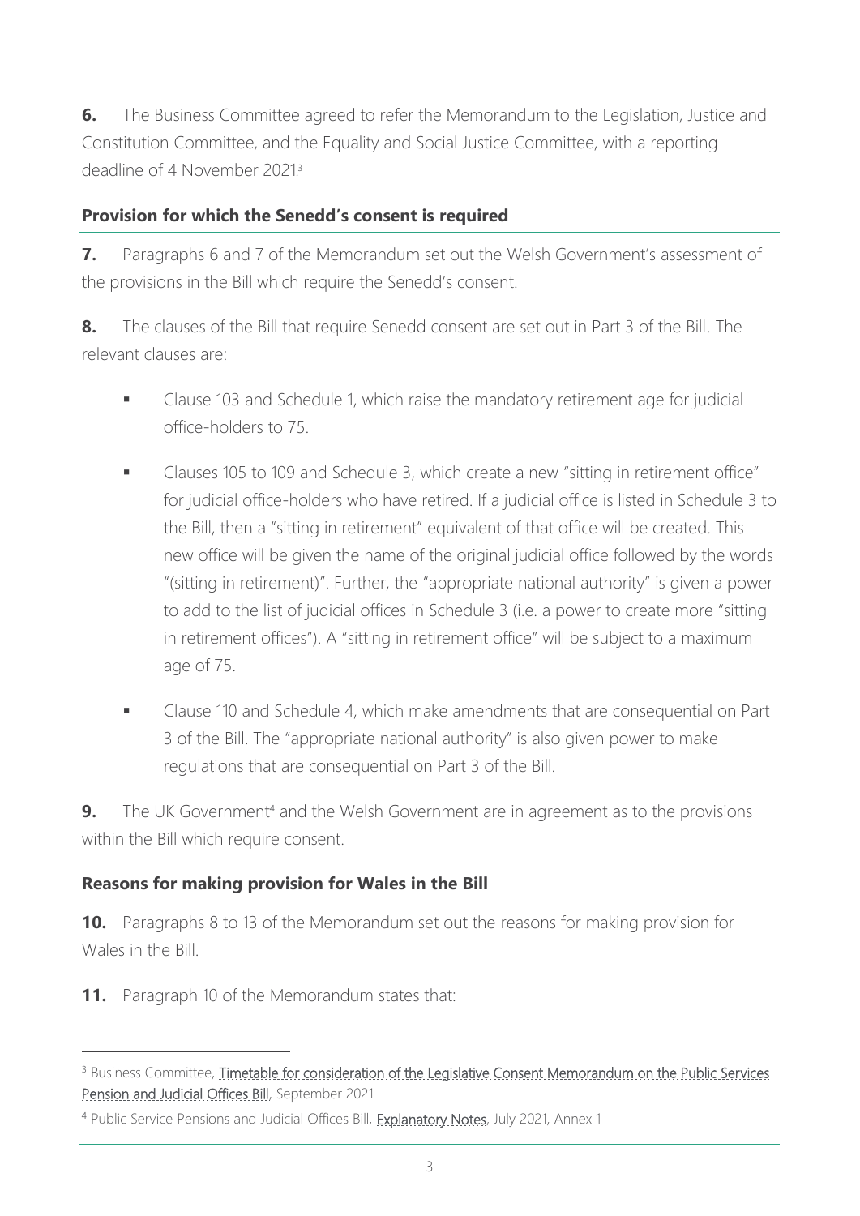**6.** The Business Committee agreed to refer the Memorandum to the Legislation, Justice and Constitution Committee, and the Equality and Social Justice Committee, with a reporting deadline of 4 November 2021.[3]

## Provision for which the Senedd's consent is required

**7.** Paragraphs 6 and 7 of the Memorandum set out the Welsh Government's assessment of the provisions in the Bill which require the Senedd's consent.

**8.** The clauses of the Bill that require Senedd consent are set out in Part 3 of the Bill. The relevant clauses are:

- Clause 103 and Schedule 1, which raise the mandatory retirement age for judicial office-holders to 75.
- Clauses 105 to 109 and Schedule 3, which create a new "sitting in retirement office" for judicial office-holders who have retired. If a judicial office is listed in Schedule 3 to the Bill, then a "sitting in retirement" equivalent of that office will be created. This new office will be given the name of the original judicial office followed by the words "(sitting in retirement)". Further, the "appropriate national authority" is given a power to add to the list of judicial offices in Schedule 3 (i.e. a power to create more "sitting in retirement offices"). A "sitting in retirement office" will be subject to a maximum age of 75.
- Clause 110 and Schedule 4, which make amendments that are consequential on Part 3 of the Bill. The "appropriate national authority" is also given power to make regulations that are consequential on Part 3 of the Bill.

**9.** The UK Government[4] and the Welsh Government are in agreement as to the provisions within the Bill which require consent.

## Reasons for making provision for Wales in the Bill

**10.** Paragraphs 8 to 13 of the Memorandum set out the reasons for making provision for Wales in the Bill.

**11.** Paragraph 10 of the Memorandum states that:

---

[3] Business Committee, Timetable for consideration of the Legislative Consent Memorandum on the Public Services Pension and Judicial Offices Bill, September 2021

[4] Public Service Pensions and Judicial Offices Bill, Explanatory Notes, July 2021, Annex 1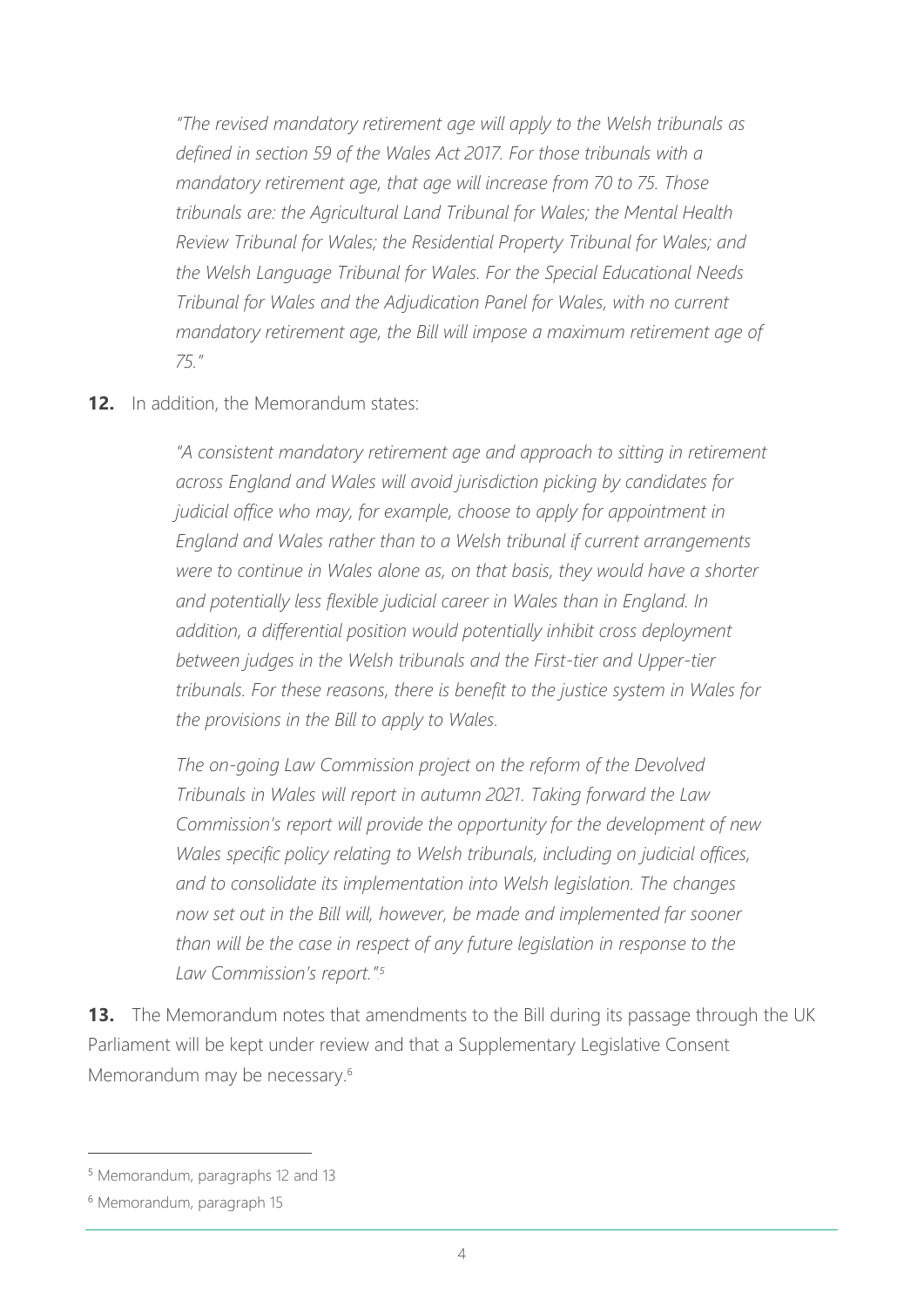> *"The revised mandatory retirement age will apply to the Welsh tribunals as defined in section 59 of the Wales Act 2017. For those tribunals with a mandatory retirement age, that age will increase from 70 to 75. Those tribunals are: the Agricultural Land Tribunal for Wales; the Mental Health Review Tribunal for Wales; the Residential Property Tribunal for Wales; and the Welsh Language Tribunal for Wales. For the Special Educational Needs Tribunal for Wales and the Adjudication Panel for Wales, with no current mandatory retirement age, the Bill will impose a maximum retirement age of 75."*

**12.** In addition, the Memorandum states:

> *"A consistent mandatory retirement age and approach to sitting in retirement across England and Wales will avoid jurisdiction picking by candidates for judicial office who may, for example, choose to apply for appointment in England and Wales rather than to a Welsh tribunal if current arrangements were to continue in Wales alone as, on that basis, they would have a shorter and potentially less flexible judicial career in Wales than in England. In addition, a differential position would potentially inhibit cross deployment between judges in the Welsh tribunals and the First-tier and Upper-tier tribunals. For these reasons, there is benefit to the justice system in Wales for the provisions in the Bill to apply to Wales.*
>
> *The on-going Law Commission project on the reform of the Devolved Tribunals in Wales will report in autumn 2021. Taking forward the Law Commission's report will provide the opportunity for the development of new Wales specific policy relating to Welsh tribunals, including on judicial offices, and to consolidate its implementation into Welsh legislation. The changes now set out in the Bill will, however, be made and implemented far sooner than will be the case in respect of any future legislation in response to the Law Commission's report."*[5]

**13.** The Memorandum notes that amendments to the Bill during its passage through the UK Parliament will be kept under review and that a Supplementary Legislative Consent Memorandum may be necessary.[6]

---

[5] Memorandum, paragraphs 12 and 13

[6] Memorandum, paragraph 15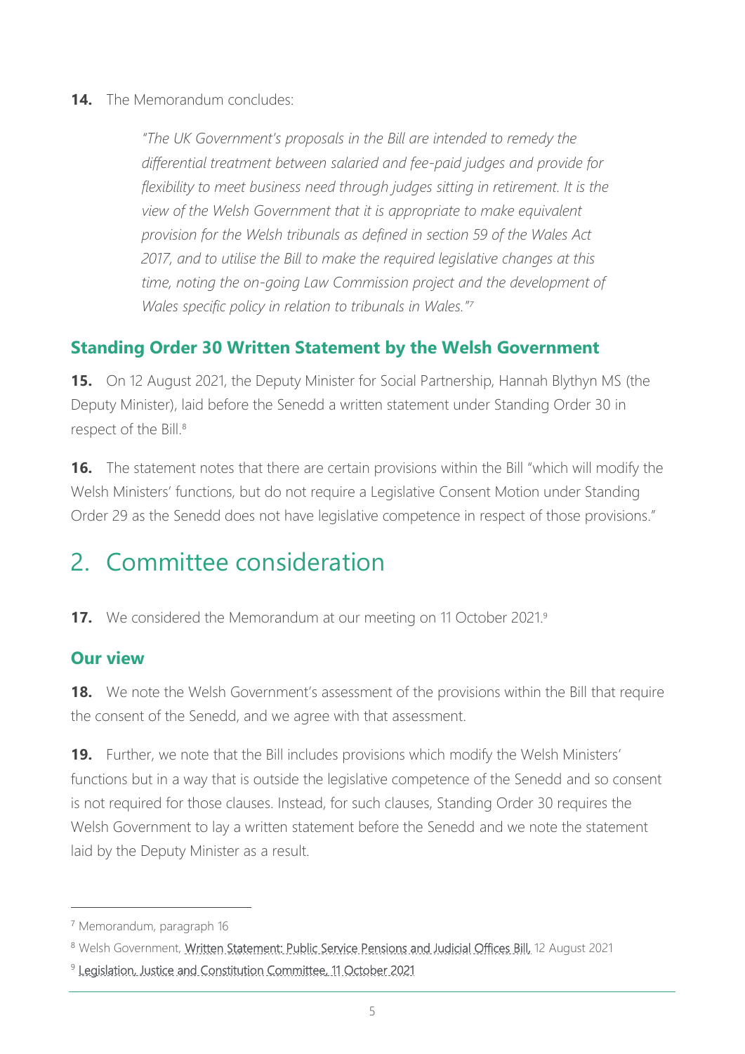**14.** The Memorandum concludes:

> *"The UK Government's proposals in the Bill are intended to remedy the differential treatment between salaried and fee-paid judges and provide for flexibility to meet business need through judges sitting in retirement. It is the view of the Welsh Government that it is appropriate to make equivalent provision for the Welsh tribunals as defined in section 59 of the Wales Act 2017, and to utilise the Bill to make the required legislative changes at this time, noting the on-going Law Commission project and the development of Wales specific policy in relation to tribunals in Wales."*[7]

### Standing Order 30 Written Statement by the Welsh Government

**15.** On 12 August 2021, the Deputy Minister for Social Partnership, Hannah Blythyn MS (the Deputy Minister), laid before the Senedd a written statement under Standing Order 30 in respect of the Bill.[8]

**16.** The statement notes that there are certain provisions within the Bill "which will modify the Welsh Ministers' functions, but do not require a Legislative Consent Motion under Standing Order 29 as the Senedd does not have legislative competence in respect of those provisions."

## 2. Committee consideration

**17.** We considered the Memorandum at our meeting on 11 October 2021.[9]

### Our view

**18.** We note the Welsh Government's assessment of the provisions within the Bill that require the consent of the Senedd, and we agree with that assessment.

**19.** Further, we note that the Bill includes provisions which modify the Welsh Ministers' functions but in a way that is outside the legislative competence of the Senedd and so consent is not required for those clauses. Instead, for such clauses, Standing Order 30 requires the Welsh Government to lay a written statement before the Senedd and we note the statement laid by the Deputy Minister as a result.

---

[7] Memorandum, paragraph 16

[8] Welsh Government, Written Statement: Public Service Pensions and Judicial Offices Bill, 12 August 2021

[9] Legislation, Justice and Constitution Committee, 11 October 2021